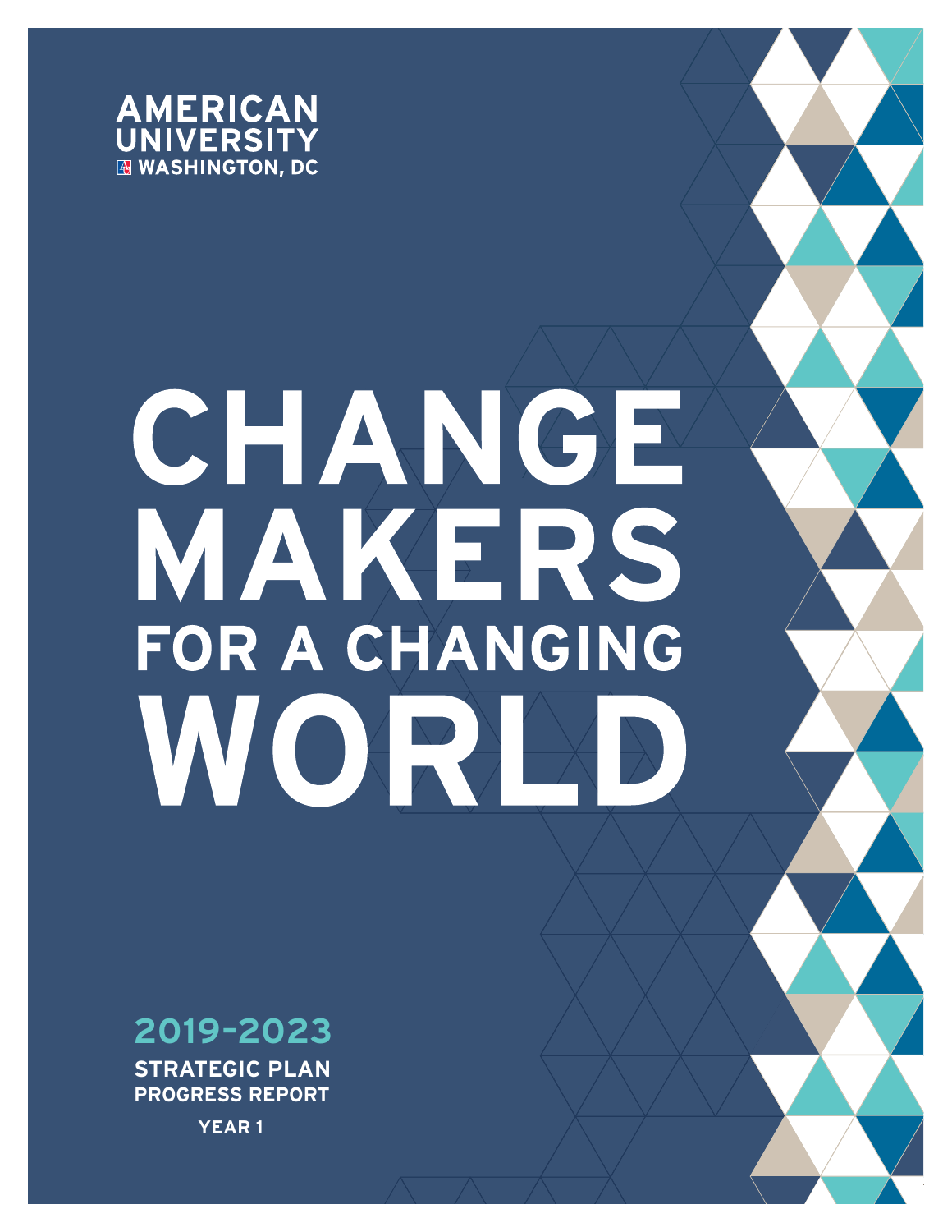AMERICAN UNIVERSITY
WASHINGTON, DC

# CHANGEMAKERS FOR A CHANGING WORLD

## 2019-2023

**STRATEGIC PLAN**
**PROGRESS REPORT**

**YEAR 1**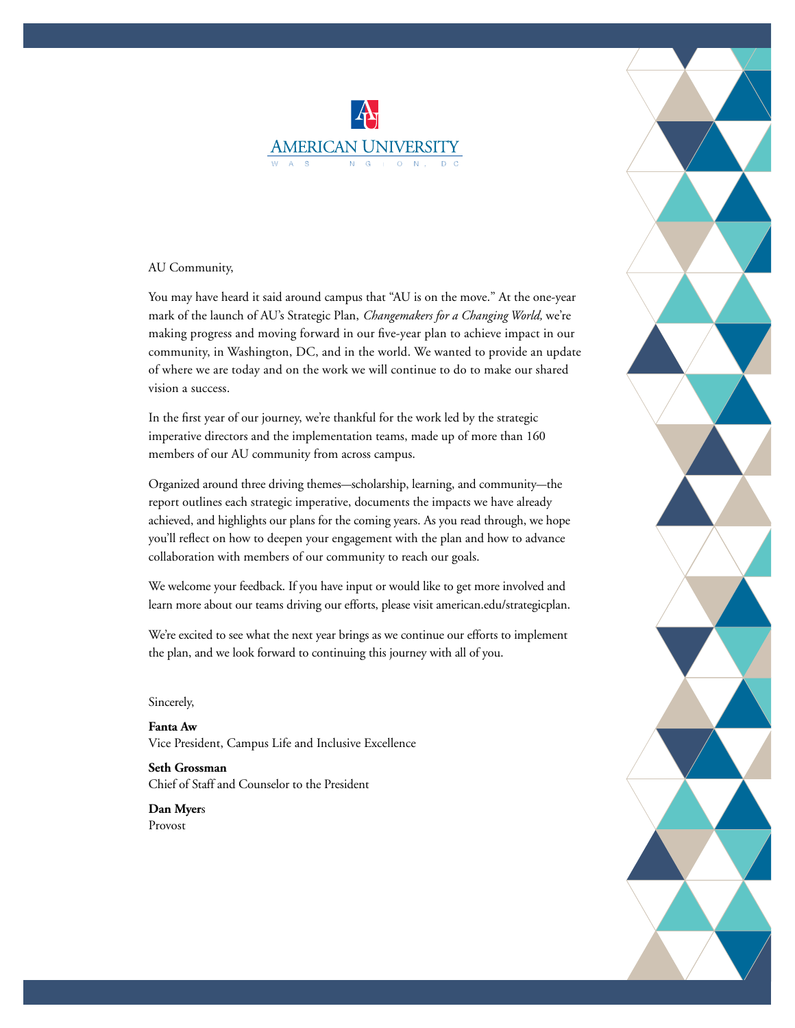AMERICAN UNIVERSITY

WASHINGTON, DC

AU Community,

You may have heard it said around campus that "AU is on the move." At the one-year mark of the launch of AU's Strategic Plan, *Changemakers for a Changing World,* we're making progress and moving forward in our five-year plan to achieve impact in our community, in Washington, DC, and in the world. We wanted to provide an update of where we are today and on the work we will continue to do to make our shared vision a success.

In the first year of our journey, we're thankful for the work led by the strategic imperative directors and the implementation teams, made up of more than 160 members of our AU community from across campus.

Organized around three driving themes—scholarship, learning, and community—the report outlines each strategic imperative, documents the impacts we have already achieved, and highlights our plans for the coming years. As you read through, we hope you'll reflect on how to deepen your engagement with the plan and how to advance collaboration with members of our community to reach our goals.

We welcome your feedback. If you have input or would like to get more involved and learn more about our teams driving our efforts, please visit american.edu/strategicplan.

We're excited to see what the next year brings as we continue our efforts to implement the plan, and we look forward to continuing this journey with all of you.

Sincerely,

**Fanta Aw**
Vice President, Campus Life and Inclusive Excellence

**Seth Grossman**
Chief of Staff and Counselor to the President

**Dan Myers**
Provost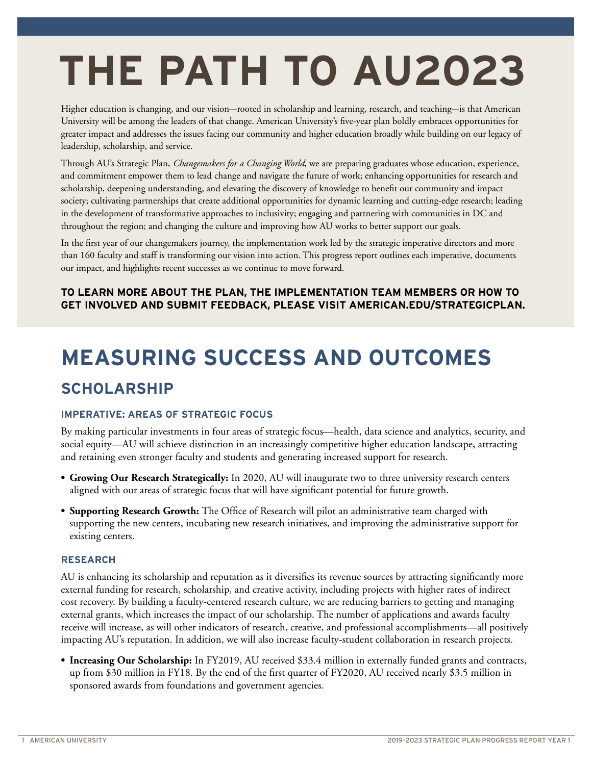# THE PATH TO AU2023

Higher education is changing, and our vision—rooted in scholarship and learning, research, and teaching—is that American University will be among the leaders of that change. American University's five-year plan boldly embraces opportunities for greater impact and addresses the issues facing our community and higher education broadly while building on our legacy of leadership, scholarship, and service.

Through AU's Strategic Plan, *Changemakers for a Changing World,* we are preparing graduates whose education, experience, and commitment empower them to lead change and navigate the future of work; enhancing opportunities for research and scholarship, deepening understanding, and elevating the discovery of knowledge to benefit our community and impact society; cultivating partnerships that create additional opportunities for dynamic learning and cutting-edge research; leading in the development of transformative approaches to inclusivity; engaging and partnering with communities in DC and throughout the region; and changing the culture and improving how AU works to better support our goals.

In the first year of our changemakers journey, the implementation work led by the strategic imperative directors and more than 160 faculty and staff is transforming our vision into action. This progress report outlines each imperative, documents our impact, and highlights recent successes as we continue to move forward.

**TO LEARN MORE ABOUT THE PLAN, THE IMPLEMENTATION TEAM MEMBERS OR HOW TO GET INVOLVED AND SUBMIT FEEDBACK, PLEASE VISIT AMERICAN.EDU/STRATEGICPLAN.**

# MEASURING SUCCESS AND OUTCOMES

## SCHOLARSHIP

### IMPERATIVE: AREAS OF STRATEGIC FOCUS

By making particular investments in four areas of strategic focus—health, data science and analytics, security, and social equity—AU will achieve distinction in an increasingly competitive higher education landscape, attracting and retaining even stronger faculty and students and generating increased support for research.

- **Growing Our Research Strategically:** In 2020, AU will inaugurate two to three university research centers aligned with our areas of strategic focus that will have significant potential for future growth.
- **Supporting Research Growth:** The Office of Research will pilot an administrative team charged with supporting the new centers, incubating new research initiatives, and improving the administrative support for existing centers.

### RESEARCH

AU is enhancing its scholarship and reputation as it diversifies its revenue sources by attracting significantly more external funding for research, scholarship, and creative activity, including projects with higher rates of indirect cost recovery. By building a faculty-centered research culture, we are reducing barriers to getting and managing external grants, which increases the impact of our scholarship. The number of applications and awards faculty receive will increase, as will other indicators of research, creative, and professional accomplishments—all positively impacting AU's reputation. In addition, we will also increase faculty-student collaboration in research projects.

- **Increasing Our Scholarship:** In FY2019, AU received $33.4 million in externally funded grants and contracts, up from $30 million in FY18. By the end of the first quarter of FY2020, AU received nearly $3.5 million in sponsored awards from foundations and government agencies.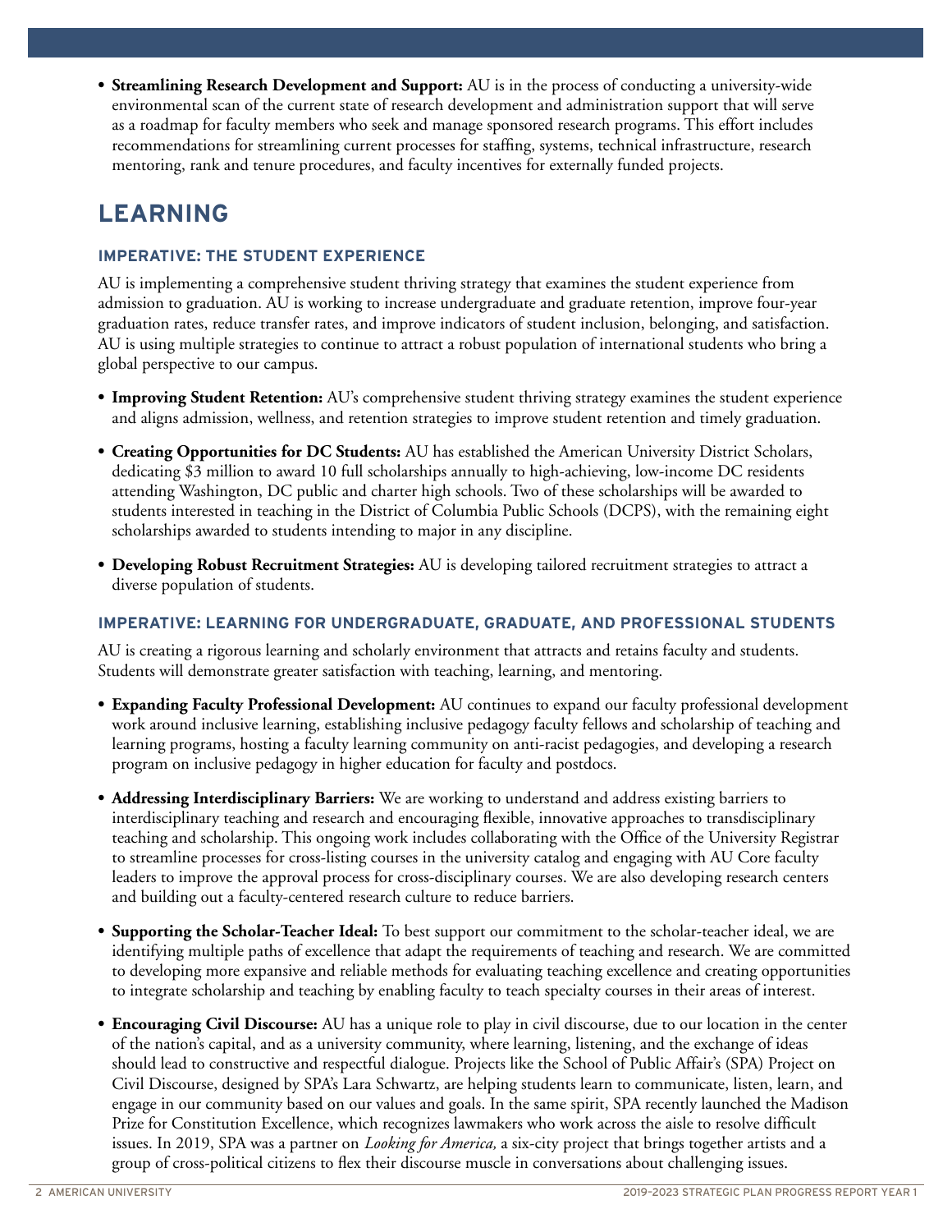- **Streamlining Research Development and Support:** AU is in the process of conducting a university-wide environmental scan of the current state of research development and administration support that will serve as a roadmap for faculty members who seek and manage sponsored research programs. This effort includes recommendations for streamlining current processes for staffing, systems, technical infrastructure, research mentoring, rank and tenure procedures, and faculty incentives for externally funded projects.

## LEARNING

### IMPERATIVE: THE STUDENT EXPERIENCE

AU is implementing a comprehensive student thriving strategy that examines the student experience from admission to graduation. AU is working to increase undergraduate and graduate retention, improve four-year graduation rates, reduce transfer rates, and improve indicators of student inclusion, belonging, and satisfaction. AU is using multiple strategies to continue to attract a robust population of international students who bring a global perspective to our campus.

- **Improving Student Retention:** AU's comprehensive student thriving strategy examines the student experience and aligns admission, wellness, and retention strategies to improve student retention and timely graduation.
- **Creating Opportunities for DC Students:** AU has established the American University District Scholars, dedicating $3 million to award 10 full scholarships annually to high-achieving, low-income DC residents attending Washington, DC public and charter high schools. Two of these scholarships will be awarded to students interested in teaching in the District of Columbia Public Schools (DCPS), with the remaining eight scholarships awarded to students intending to major in any discipline.
- **Developing Robust Recruitment Strategies:** AU is developing tailored recruitment strategies to attract a diverse population of students.

### IMPERATIVE: LEARNING FOR UNDERGRADUATE, GRADUATE, AND PROFESSIONAL STUDENTS

AU is creating a rigorous learning and scholarly environment that attracts and retains faculty and students. Students will demonstrate greater satisfaction with teaching, learning, and mentoring.

- **Expanding Faculty Professional Development:** AU continues to expand our faculty professional development work around inclusive learning, establishing inclusive pedagogy faculty fellows and scholarship of teaching and learning programs, hosting a faculty learning community on anti-racist pedagogies, and developing a research program on inclusive pedagogy in higher education for faculty and postdocs.
- **Addressing Interdisciplinary Barriers:** We are working to understand and address existing barriers to interdisciplinary teaching and research and encouraging flexible, innovative approaches to transdisciplinary teaching and scholarship. This ongoing work includes collaborating with the Office of the University Registrar to streamline processes for cross-listing courses in the university catalog and engaging with AU Core faculty leaders to improve the approval process for cross-disciplinary courses. We are also developing research centers and building out a faculty-centered research culture to reduce barriers.
- **Supporting the Scholar-Teacher Ideal:** To best support our commitment to the scholar-teacher ideal, we are identifying multiple paths of excellence that adapt the requirements of teaching and research. We are committed to developing more expansive and reliable methods for evaluating teaching excellence and creating opportunities to integrate scholarship and teaching by enabling faculty to teach specialty courses in their areas of interest.
- **Encouraging Civil Discourse:** AU has a unique role to play in civil discourse, due to our location in the center of the nation's capital, and as a university community, where learning, listening, and the exchange of ideas should lead to constructive and respectful dialogue. Projects like the School of Public Affair's (SPA) Project on Civil Discourse, designed by SPA's Lara Schwartz, are helping students learn to communicate, listen, learn, and engage in our community based on our values and goals. In the same spirit, SPA recently launched the Madison Prize for Constitution Excellence, which recognizes lawmakers who work across the aisle to resolve difficult issues. In 2019, SPA was a partner on *Looking for America,* a six-city project that brings together artists and a group of cross-political citizens to flex their discourse muscle in conversations about challenging issues.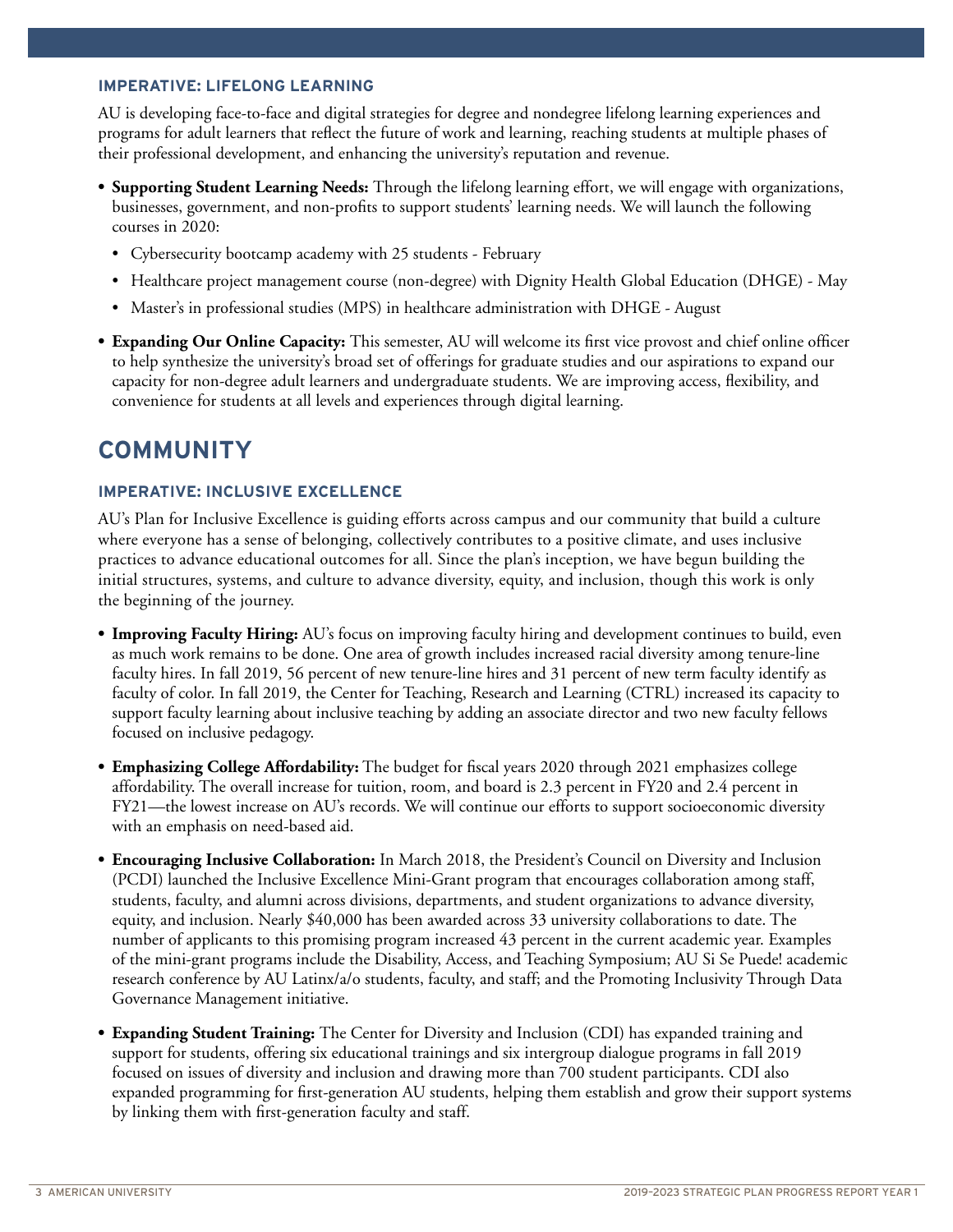### IMPERATIVE: LIFELONG LEARNING

AU is developing face-to-face and digital strategies for degree and nondegree lifelong learning experiences and programs for adult learners that reflect the future of work and learning, reaching students at multiple phases of their professional development, and enhancing the university's reputation and revenue.

- **Supporting Student Learning Needs:** Through the lifelong learning effort, we will engage with organizations, businesses, government, and non-profits to support students' learning needs. We will launch the following courses in 2020:
  - Cybersecurity bootcamp academy with 25 students - February
  - Healthcare project management course (non-degree) with Dignity Health Global Education (DHGE) - May
  - Master's in professional studies (MPS) in healthcare administration with DHGE - August
- **Expanding Our Online Capacity:** This semester, AU will welcome its first vice provost and chief online officer to help synthesize the university's broad set of offerings for graduate studies and our aspirations to expand our capacity for non-degree adult learners and undergraduate students. We are improving access, flexibility, and convenience for students at all levels and experiences through digital learning.

## COMMUNITY

### IMPERATIVE: INCLUSIVE EXCELLENCE

AU's Plan for Inclusive Excellence is guiding efforts across campus and our community that build a culture where everyone has a sense of belonging, collectively contributes to a positive climate, and uses inclusive practices to advance educational outcomes for all. Since the plan's inception, we have begun building the initial structures, systems, and culture to advance diversity, equity, and inclusion, though this work is only the beginning of the journey.

- **Improving Faculty Hiring:** AU's focus on improving faculty hiring and development continues to build, even as much work remains to be done. One area of growth includes increased racial diversity among tenure-line faculty hires. In fall 2019, 56 percent of new tenure-line hires and 31 percent of new term faculty identify as faculty of color. In fall 2019, the Center for Teaching, Research and Learning (CTRL) increased its capacity to support faculty learning about inclusive teaching by adding an associate director and two new faculty fellows focused on inclusive pedagogy.
- **Emphasizing College Affordability:** The budget for fiscal years 2020 through 2021 emphasizes college affordability. The overall increase for tuition, room, and board is 2.3 percent in FY20 and 2.4 percent in FY21—the lowest increase on AU's records. We will continue our efforts to support socioeconomic diversity with an emphasis on need-based aid.
- **Encouraging Inclusive Collaboration:** In March 2018, the President's Council on Diversity and Inclusion (PCDI) launched the Inclusive Excellence Mini-Grant program that encourages collaboration among staff, students, faculty, and alumni across divisions, departments, and student organizations to advance diversity, equity, and inclusion. Nearly $40,000 has been awarded across 33 university collaborations to date. The number of applicants to this promising program increased 43 percent in the current academic year. Examples of the mini-grant programs include the Disability, Access, and Teaching Symposium; AU Si Se Puede! academic research conference by AU Latinx/a/o students, faculty, and staff; and the Promoting Inclusivity Through Data Governance Management initiative.
- **Expanding Student Training:** The Center for Diversity and Inclusion (CDI) has expanded training and support for students, offering six educational trainings and six intergroup dialogue programs in fall 2019 focused on issues of diversity and inclusion and drawing more than 700 student participants. CDI also expanded programming for first-generation AU students, helping them establish and grow their support systems by linking them with first-generation faculty and staff.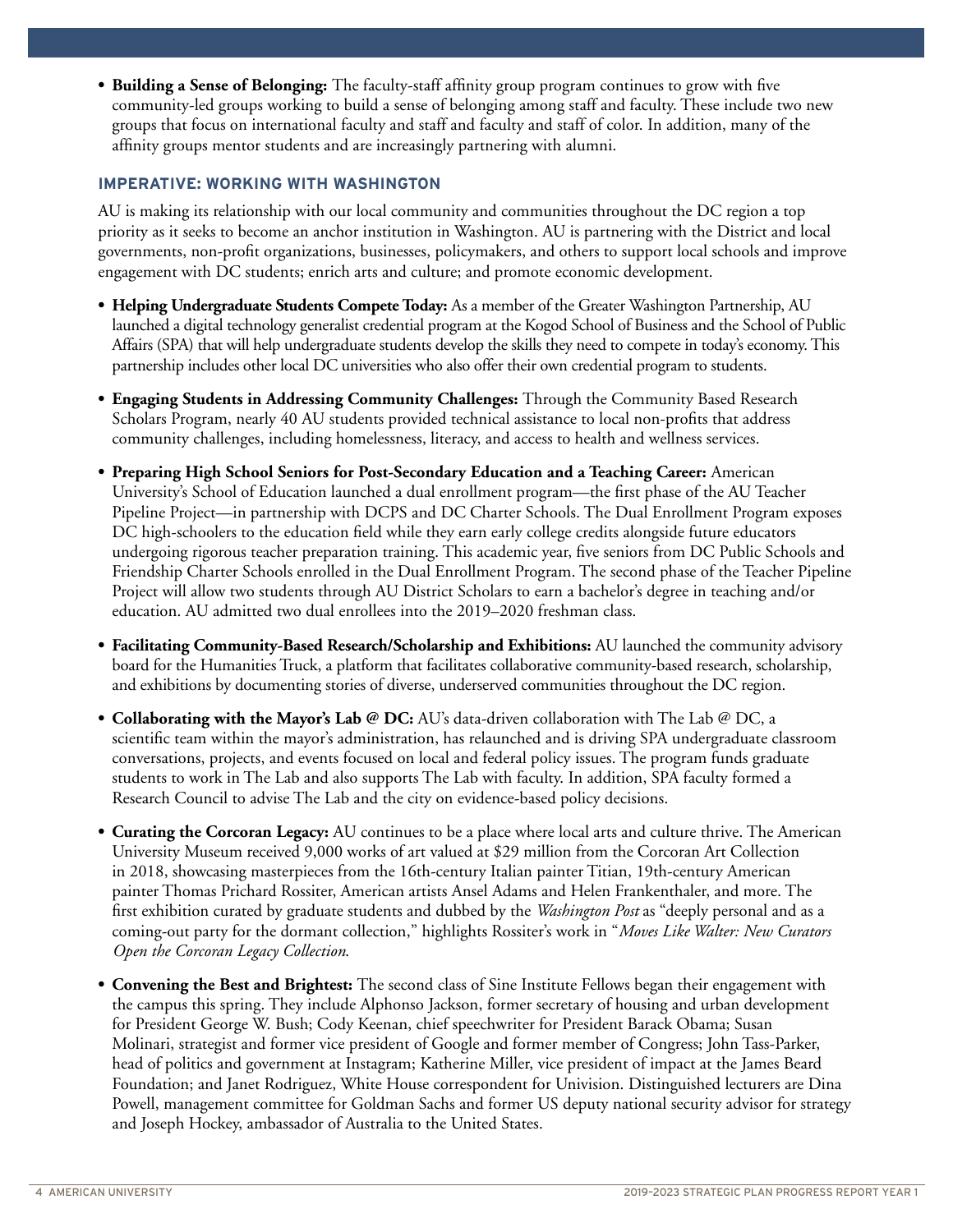- **Building a Sense of Belonging:** The faculty-staff affinity group program continues to grow with five community-led groups working to build a sense of belonging among staff and faculty. These include two new groups that focus on international faculty and staff and faculty and staff of color. In addition, many of the affinity groups mentor students and are increasingly partnering with alumni.

### IMPERATIVE: WORKING WITH WASHINGTON

AU is making its relationship with our local community and communities throughout the DC region a top priority as it seeks to become an anchor institution in Washington. AU is partnering with the District and local governments, non-profit organizations, businesses, policymakers, and others to support local schools and improve engagement with DC students; enrich arts and culture; and promote economic development.

- **Helping Undergraduate Students Compete Today:** As a member of the Greater Washington Partnership, AU launched a digital technology generalist credential program at the Kogod School of Business and the School of Public Affairs (SPA) that will help undergraduate students develop the skills they need to compete in today's economy. This partnership includes other local DC universities who also offer their own credential program to students.
- **Engaging Students in Addressing Community Challenges:** Through the Community Based Research Scholars Program, nearly 40 AU students provided technical assistance to local non-profits that address community challenges, including homelessness, literacy, and access to health and wellness services.
- **Preparing High School Seniors for Post-Secondary Education and a Teaching Career:** American University's School of Education launched a dual enrollment program—the first phase of the AU Teacher Pipeline Project—in partnership with DCPS and DC Charter Schools. The Dual Enrollment Program exposes DC high-schoolers to the education field while they earn early college credits alongside future educators undergoing rigorous teacher preparation training. This academic year, five seniors from DC Public Schools and Friendship Charter Schools enrolled in the Dual Enrollment Program. The second phase of the Teacher Pipeline Project will allow two students through AU District Scholars to earn a bachelor's degree in teaching and/or education. AU admitted two dual enrollees into the 2019–2020 freshman class.
- **Facilitating Community-Based Research/Scholarship and Exhibitions:** AU launched the community advisory board for the Humanities Truck, a platform that facilitates collaborative community-based research, scholarship, and exhibitions by documenting stories of diverse, underserved communities throughout the DC region.
- **Collaborating with the Mayor's Lab @ DC:** AU's data-driven collaboration with The Lab @ DC, a scientific team within the mayor's administration, has relaunched and is driving SPA undergraduate classroom conversations, projects, and events focused on local and federal policy issues. The program funds graduate students to work in The Lab and also supports The Lab with faculty. In addition, SPA faculty formed a Research Council to advise The Lab and the city on evidence-based policy decisions.
- **Curating the Corcoran Legacy:** AU continues to be a place where local arts and culture thrive. The American University Museum received 9,000 works of art valued at $29 million from the Corcoran Art Collection in 2018, showcasing masterpieces from the 16th-century Italian painter Titian, 19th-century American painter Thomas Prichard Rossiter, American artists Ansel Adams and Helen Frankenthaler, and more. The first exhibition curated by graduate students and dubbed by the *Washington Post* as "deeply personal and as a coming-out party for the dormant collection," highlights Rossiter's work in "*Moves Like Walter: New Curators Open the Corcoran Legacy Collection.*
- **Convening the Best and Brightest:** The second class of Sine Institute Fellows began their engagement with the campus this spring. They include Alphonso Jackson, former secretary of housing and urban development for President George W. Bush; Cody Keenan, chief speechwriter for President Barack Obama; Susan Molinari, strategist and former vice president of Google and former member of Congress; John Tass-Parker, head of politics and government at Instagram; Katherine Miller, vice president of impact at the James Beard Foundation; and Janet Rodriguez, White House correspondent for Univision. Distinguished lecturers are Dina Powell, management committee for Goldman Sachs and former US deputy national security advisor for strategy and Joseph Hockey, ambassador of Australia to the United States.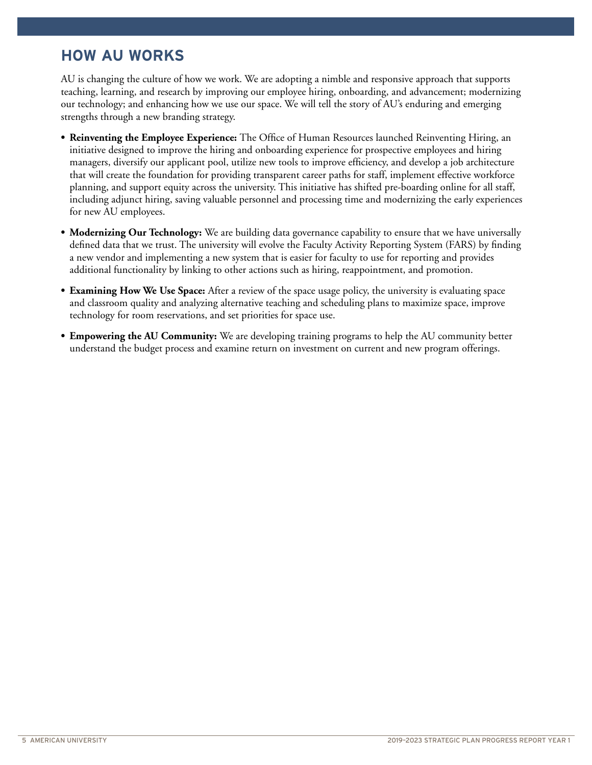## HOW AU WORKS

AU is changing the culture of how we work. We are adopting a nimble and responsive approach that supports teaching, learning, and research by improving our employee hiring, onboarding, and advancement; modernizing our technology; and enhancing how we use our space. We will tell the story of AU's enduring and emerging strengths through a new branding strategy.

- **Reinventing the Employee Experience:** The Office of Human Resources launched Reinventing Hiring, an initiative designed to improve the hiring and onboarding experience for prospective employees and hiring managers, diversify our applicant pool, utilize new tools to improve efficiency, and develop a job architecture that will create the foundation for providing transparent career paths for staff, implement effective workforce planning, and support equity across the university. This initiative has shifted pre-boarding online for all staff, including adjunct hiring, saving valuable personnel and processing time and modernizing the early experiences for new AU employees.
- **Modernizing Our Technology:** We are building data governance capability to ensure that we have universally defined data that we trust. The university will evolve the Faculty Activity Reporting System (FARS) by finding a new vendor and implementing a new system that is easier for faculty to use for reporting and provides additional functionality by linking to other actions such as hiring, reappointment, and promotion.
- **Examining How We Use Space:** After a review of the space usage policy, the university is evaluating space and classroom quality and analyzing alternative teaching and scheduling plans to maximize space, improve technology for room reservations, and set priorities for space use.
- **Empowering the AU Community:** We are developing training programs to help the AU community better understand the budget process and examine return on investment on current and new program offerings.